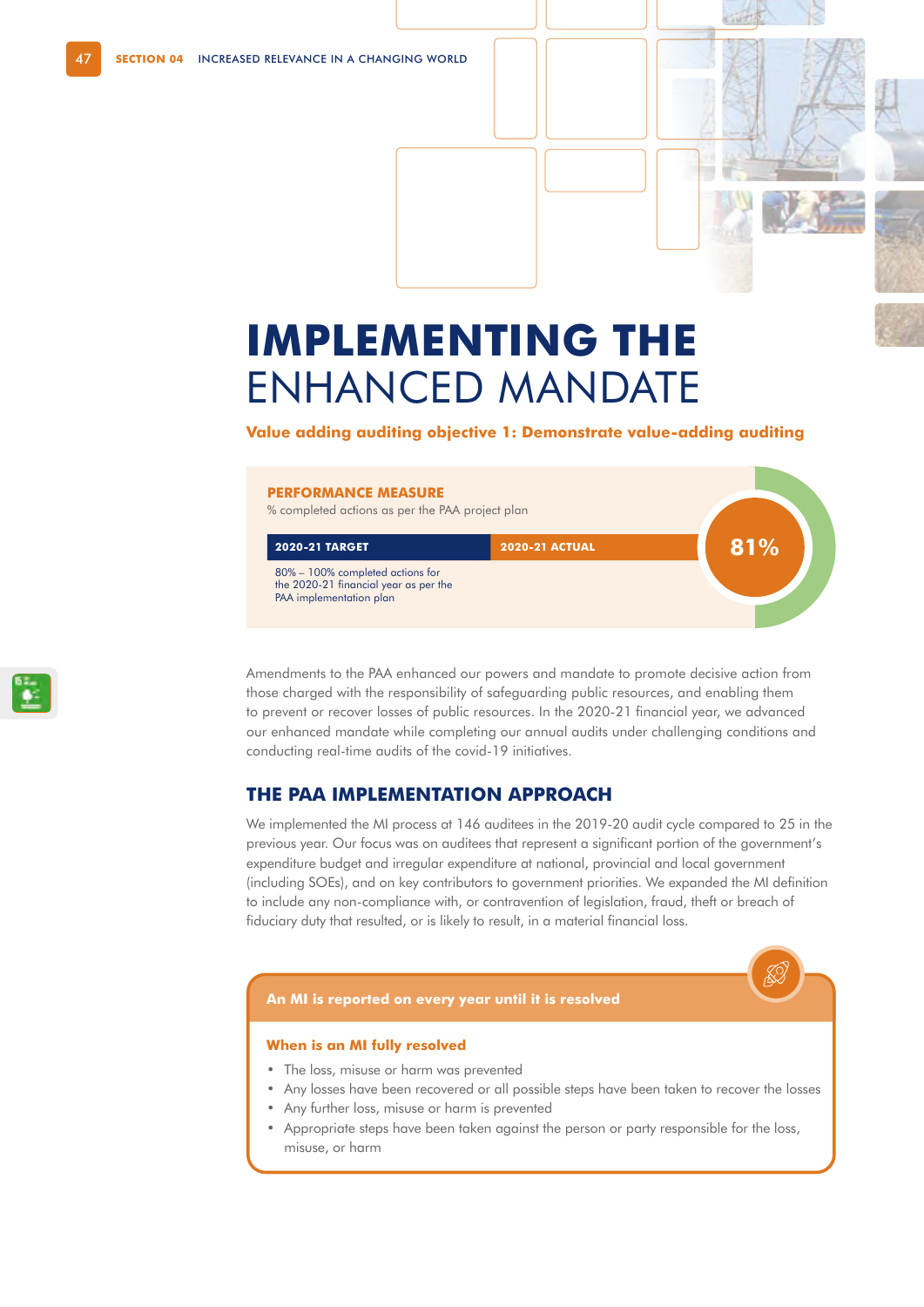# IMPLEMENTING THE ENHANCED MANDATE

**Value adding auditing objective 1: Demonstrate value-adding auditing**

**PERFORMANCE MEASURE**

% completed actions as per the PAA project plan

| 2020-21 TARGET | 2020-21 ACTUAL |
|---|---|
| 80% – 100% completed actions for the 2020-21 financial year as per the PAA implementation plan | 81% |

Amendments to the PAA enhanced our powers and mandate to promote decisive action from those charged with the responsibility of safeguarding public resources, and enabling them to prevent or recover losses of public resources. In the 2020-21 financial year, we advanced our enhanced mandate while completing our annual audits under challenging conditions and conducting real-time audits of the covid-19 initiatives.

## THE PAA IMPLEMENTATION APPROACH

We implemented the MI process at 146 auditees in the 2019-20 audit cycle compared to 25 in the previous year. Our focus was on auditees that represent a significant portion of the government's expenditure budget and irregular expenditure at national, provincial and local government (including SOEs), and on key contributors to government priorities. We expanded the MI definition to include any non-compliance with, or contravention of legislation, fraud, theft or breach of fiduciary duty that resulted, or is likely to result, in a material financial loss.

**An MI is reported on every year until it is resolved**

**When is an MI fully resolved**

- The loss, misuse or harm was prevented
- Any losses have been recovered or all possible steps have been taken to recover the losses
- Any further loss, misuse or harm is prevented
- Appropriate steps have been taken against the person or party responsible for the loss, misuse, or harm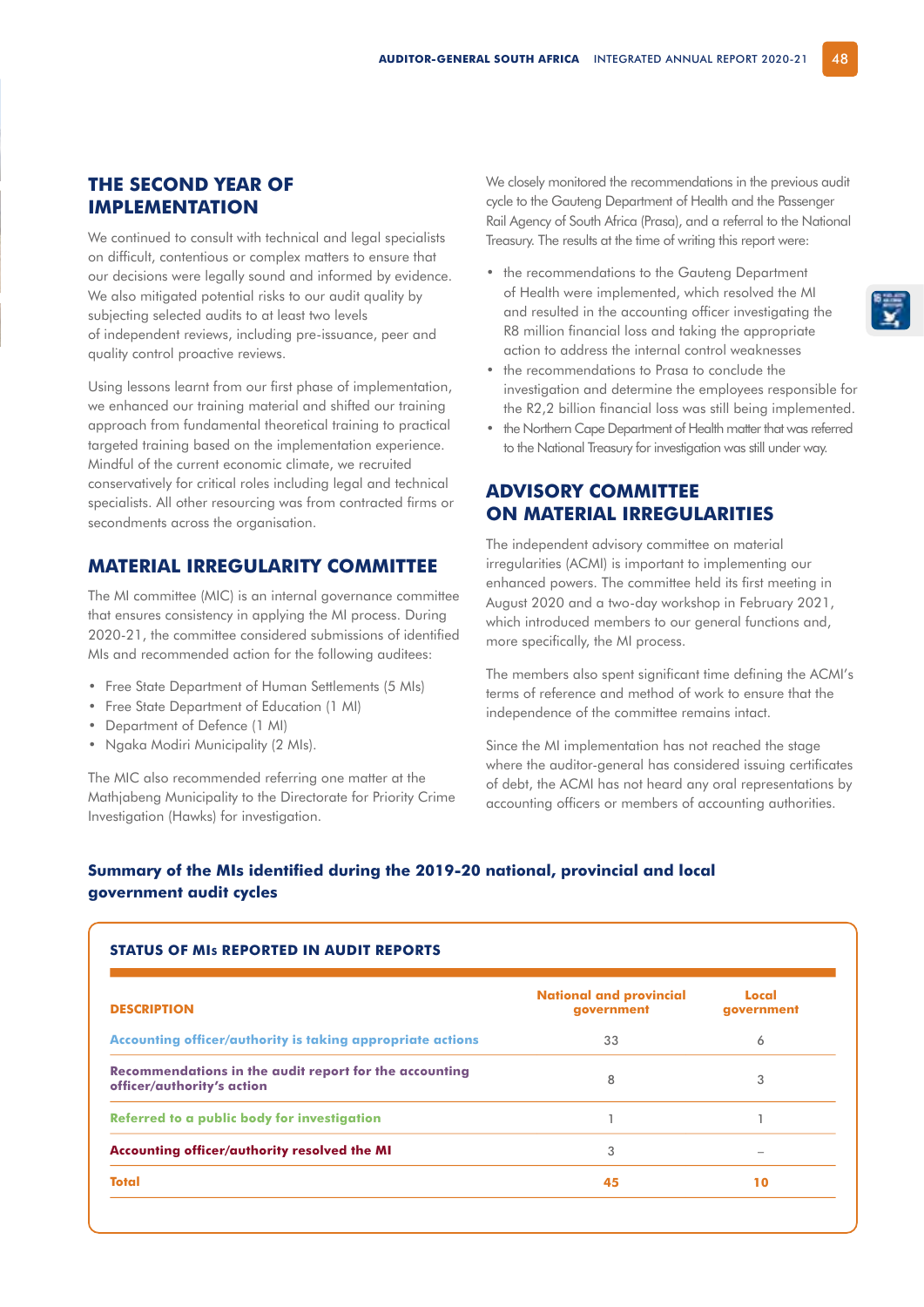## THE SECOND YEAR OF IMPLEMENTATION

We continued to consult with technical and legal specialists on difficult, contentious or complex matters to ensure that our decisions were legally sound and informed by evidence. We also mitigated potential risks to our audit quality by subjecting selected audits to at least two levels of independent reviews, including pre-issuance, peer and quality control proactive reviews.

Using lessons learnt from our first phase of implementation, we enhanced our training material and shifted our training approach from fundamental theoretical training to practical targeted training based on the implementation experience. Mindful of the current economic climate, we recruited conservatively for critical roles including legal and technical specialists. All other resourcing was from contracted firms or secondments across the organisation.

## MATERIAL IRREGULARITY COMMITTEE

The MI committee (MIC) is an internal governance committee that ensures consistency in applying the MI process. During 2020-21, the committee considered submissions of identified MIs and recommended action for the following auditees:

- Free State Department of Human Settlements (5 MIs)
- Free State Department of Education (1 MI)
- Department of Defence (1 MI)
- Ngaka Modiri Municipality (2 MIs).

The MIC also recommended referring one matter at the Mathjabeng Municipality to the Directorate for Priority Crime Investigation (Hawks) for investigation.

We closely monitored the recommendations in the previous audit cycle to the Gauteng Department of Health and the Passenger Rail Agency of South Africa (Prasa), and a referral to the National Treasury. The results at the time of writing this report were:

- the recommendations to the Gauteng Department of Health were implemented, which resolved the MI and resulted in the accounting officer investigating the R8 million financial loss and taking the appropriate action to address the internal control weaknesses
- the recommendations to Prasa to conclude the investigation and determine the employees responsible for the R2,2 billion financial loss was still being implemented.
- the Northern Cape Department of Health matter that was referred to the National Treasury for investigation was still under way.

## ADVISORY COMMITTEE ON MATERIAL IRREGULARITIES

The independent advisory committee on material irregularities (ACMI) is important to implementing our enhanced powers. The committee held its first meeting in August 2020 and a two-day workshop in February 2021, which introduced members to our general functions and, more specifically, the MI process.

The members also spent significant time defining the ACMI's terms of reference and method of work to ensure that the independence of the committee remains intact.

Since the MI implementation has not reached the stage where the auditor-general has considered issuing certificates of debt, the ACMI has not heard any oral representations by accounting officers or members of accounting authorities.

### Summary of the MIs identified during the 2019-20 national, provincial and local government audit cycles

**STATUS OF MIs REPORTED IN AUDIT REPORTS**

| DESCRIPTION | National and provincial government | Local government |
|---|---|---|
| Accounting officer/authority is taking appropriate actions | 33 | 6 |
| Recommendations in the audit report for the accounting officer/authority's action | 8 | 3 |
| Referred to a public body for investigation | 1 | 1 |
| Accounting officer/authority resolved the MI | 3 | – |
| **Total** | **45** | **10** |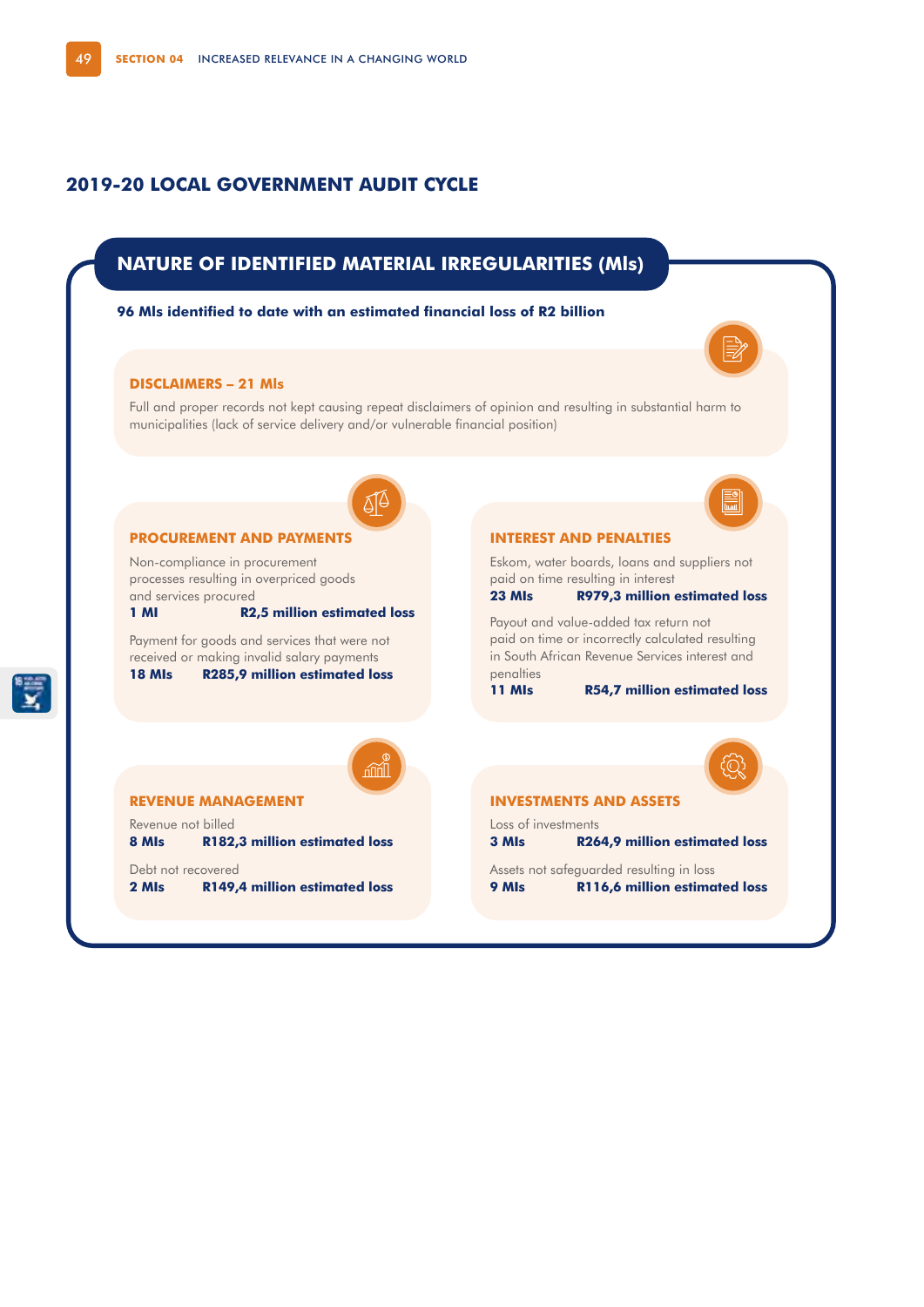## 2019-20 LOCAL GOVERNMENT AUDIT CYCLE

### NATURE OF IDENTIFIED MATERIAL IRREGULARITIES (MIs)

**96 MIs identified to date with an estimated financial loss of R2 billion**

#### DISCLAIMERS – 21 MIs

Full and proper records not kept causing repeat disclaimers of opinion and resulting in substantial harm to municipalities (lack of service delivery and/or vulnerable financial position)

#### PROCUREMENT AND PAYMENTS

Non-compliance in procurement processes resulting in overpriced goods and services procured

**1 MI** **R2,5 million estimated loss**

Payment for goods and services that were not received or making invalid salary payments

**18 MIs** **R285,9 million estimated loss**

#### INTEREST AND PENALTIES

Eskom, water boards, loans and suppliers not paid on time resulting in interest

**23 MIs** **R979,3 million estimated loss**

Payout and value-added tax return not paid on time or incorrectly calculated resulting in South African Revenue Services interest and penalties

**11 MIs** **R54,7 million estimated loss**

#### REVENUE MANAGEMENT

Revenue not billed

**8 MIs** **R182,3 million estimated loss**

Debt not recovered

**2 MIs** **R149,4 million estimated loss**

#### INVESTMENTS AND ASSETS

Loss of investments

**3 MIs** **R264,9 million estimated loss**

Assets not safeguarded resulting in loss

**9 MIs** **R116,6 million estimated loss**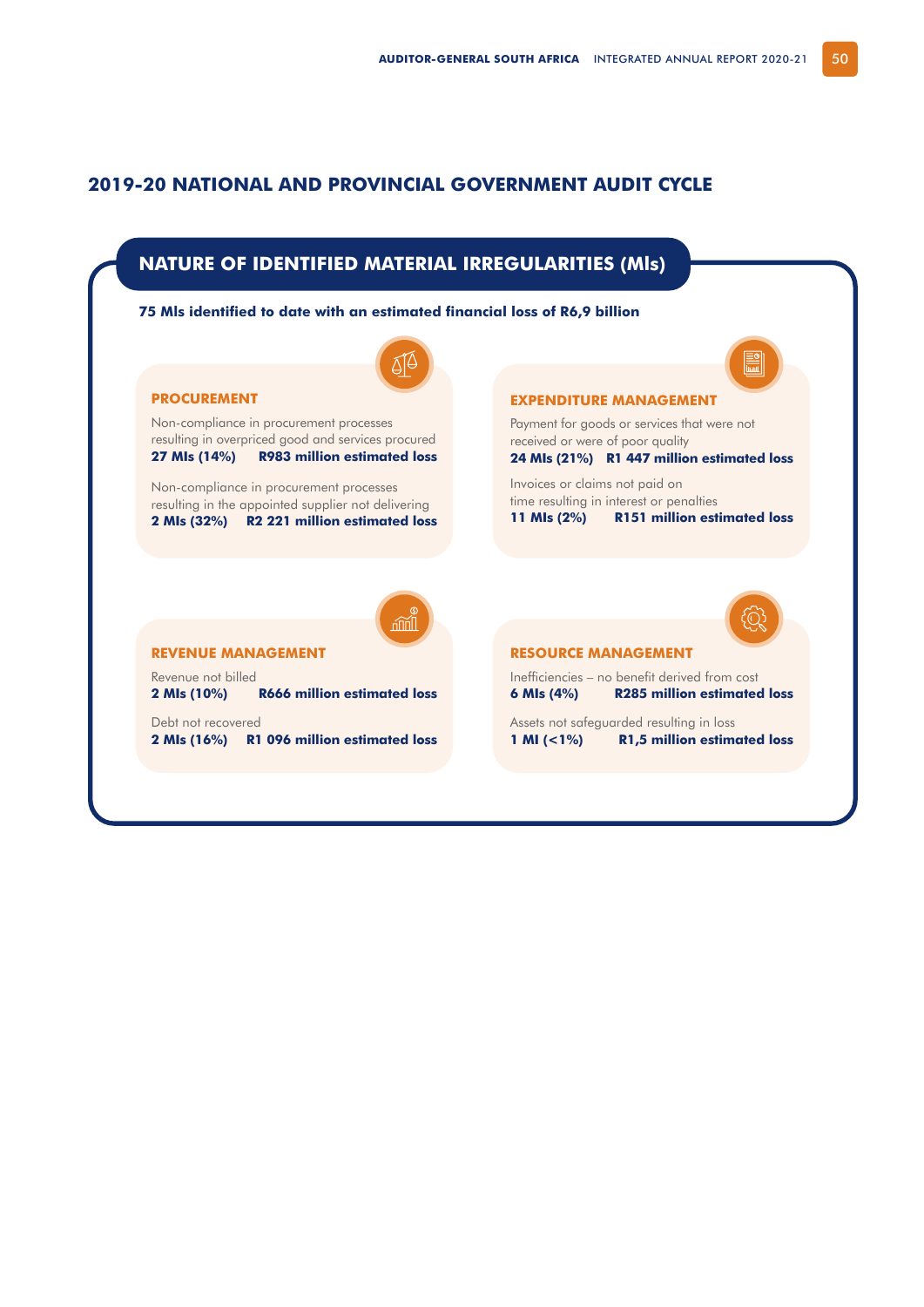## 2019-20 NATIONAL AND PROVINCIAL GOVERNMENT AUDIT CYCLE

### NATURE OF IDENTIFIED MATERIAL IRREGULARITIES (MIs)

**75 MIs identified to date with an estimated financial loss of R6,9 billion**

#### PROCUREMENT

Non-compliance in procurement processes resulting in overpriced good and services procured
**27 MIs (14%) R983 million estimated loss**

Non-compliance in procurement processes resulting in the appointed supplier not delivering
**2 MIs (32%) R2 221 million estimated loss**

#### EXPENDITURE MANAGEMENT

Payment for goods or services that were not received or were of poor quality
**24 MIs (21%) R1 447 million estimated loss**

Invoices or claims not paid on time resulting in interest or penalties
**11 MIs (2%) R151 million estimated loss**

#### REVENUE MANAGEMENT

Revenue not billed
**2 MIs (10%) R666 million estimated loss**

Debt not recovered
**2 MIs (16%) R1 096 million estimated loss**

#### RESOURCE MANAGEMENT

Inefficiencies – no benefit derived from cost
**6 MIs (4%) R285 million estimated loss**

Assets not safeguarded resulting in loss
**1 MI (<1%) R1,5 million estimated loss**